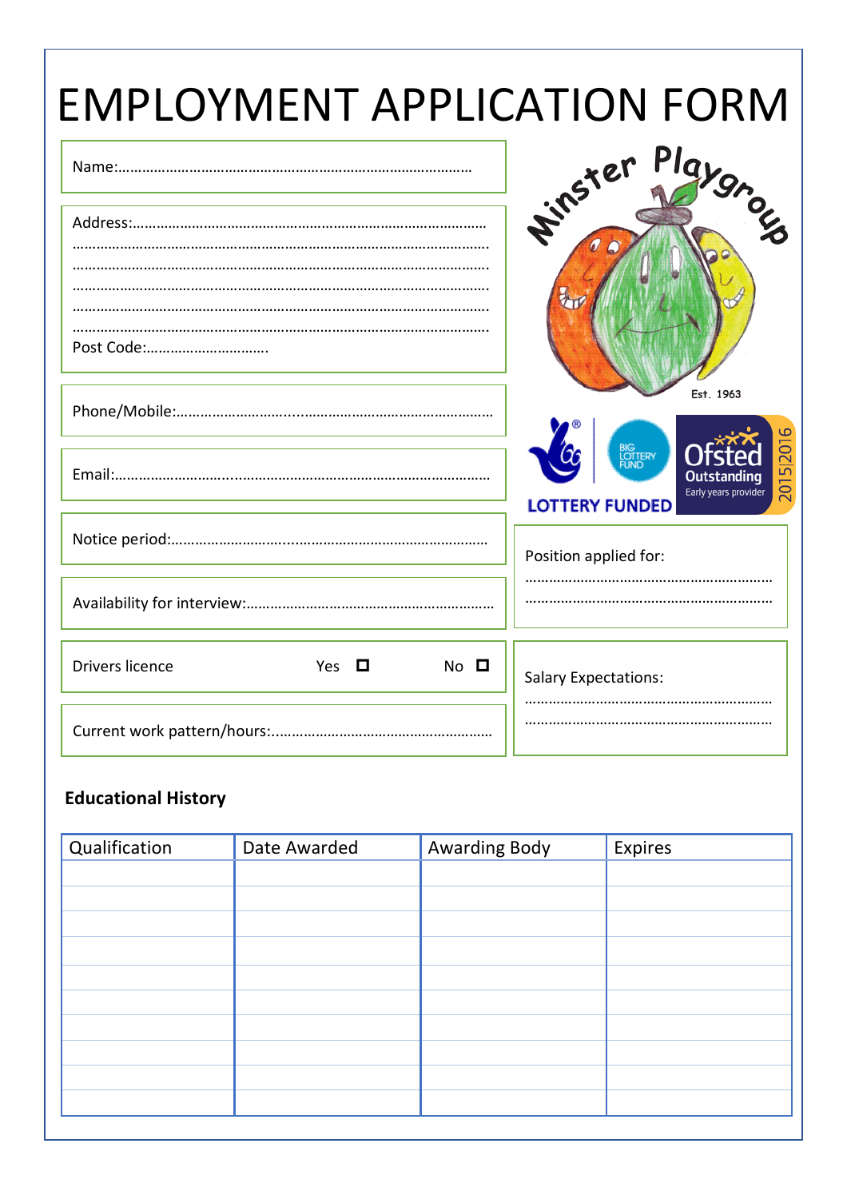# EMPLOYMENT APPLICATION FORM

Minster Playgroup

Est. 1963

LOTTERY FUNDED

BIG LOTTERY FUND

Ofsted Outstanding Early years provider 2015|2016

Name:………………………………………………………………………………

Address:………………………………………………………………………………
………………………………………………………………………………………….
………………………………………………………………………………………….
………………………………………………………………………………………….
………………………………………………………………………………………….
………………………………………………………………………………………….
Post Code:…………………………..

Phone/Mobile:……………………………………………………………………

Email:………………………………………………………………………………

Notice period:……………………………………………………………………

Availability for interview:……………………………………………………

Drivers licence Yes ☐ No ☐

Current work pattern/hours:…………………………………………………

Position applied for:
…………………………………………………………
…………………………………………………………

Salary Expectations:
…………………………………………………………
…………………………………………………………

**Educational History**

| Qualification | Date Awarded | Awarding Body | Expires |
|---|---|---|---|
| | | | |
| | | | |
| | | | |
| | | | |
| | | | |
| | | | |
| | | | |
| | | | |
| | | | |
| | | | |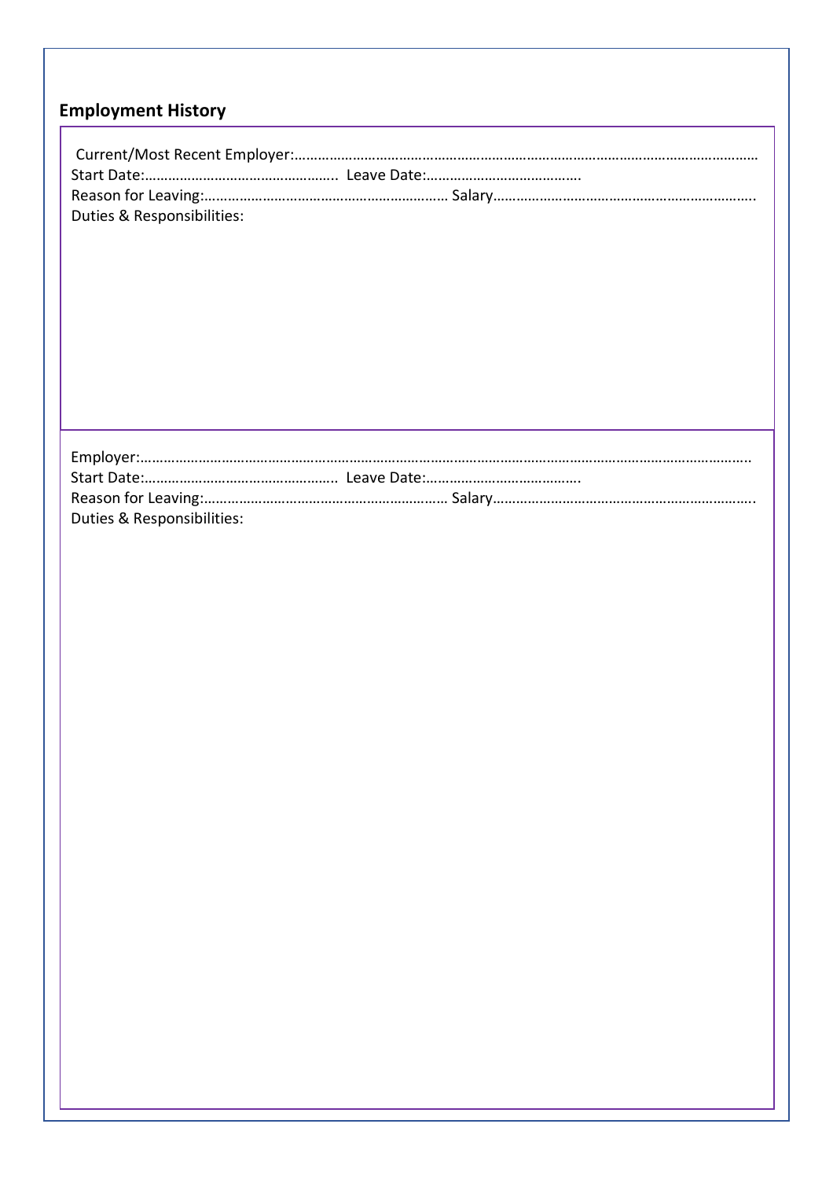## Employment History

Current/Most Recent Employer:……………………………………………………………………………………………………………
Start Date:…………………………………………. Leave Date:…………………………………
Reason for Leaving:……………………………………………………… Salary…………………………………………………………..
Duties & Responsibilities:

Employer:……………………………………………………………………………………………………………………………………..
Start Date:…………………………………………. Leave Date:………………………………….
Reason for Leaving:……………………………………………………… Salary…………………………………………………………..
Duties & Responsibilities: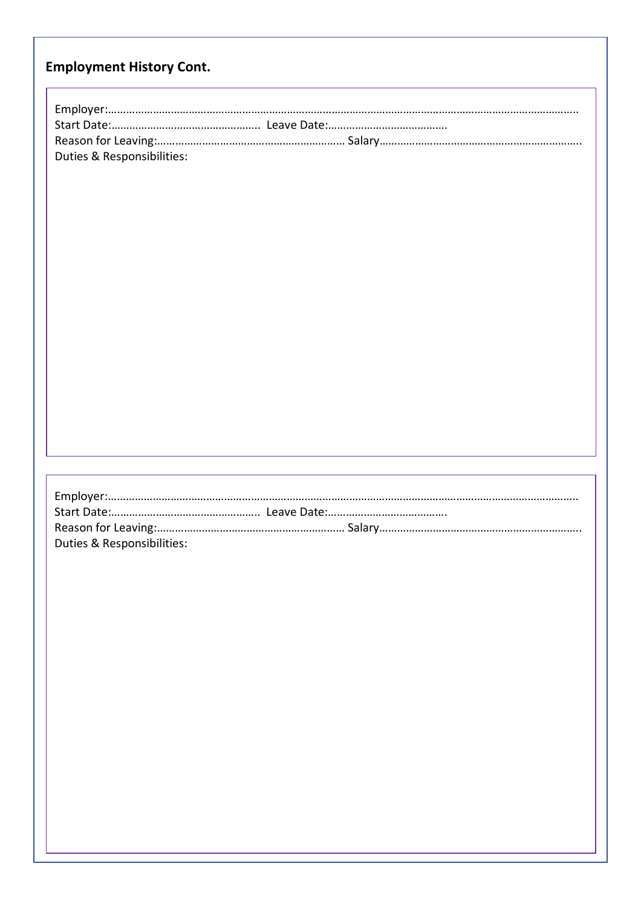## Employment History Cont.

Employer:……………………………………………………………………………………………………………………………………..
Start Date:…………………………………………….. Leave Date:…………………………………..
Reason for Leaving:……………………………………………………… Salary…………………………………………………………..
Duties & Responsibilities:

Employer:……………………………………………………………………………………………………………………………………..
Start Date:…………………………………………….. Leave Date:…………………………………..
Reason for Leaving:……………………………………………………… Salary…………………………………………………………..
Duties & Responsibilities: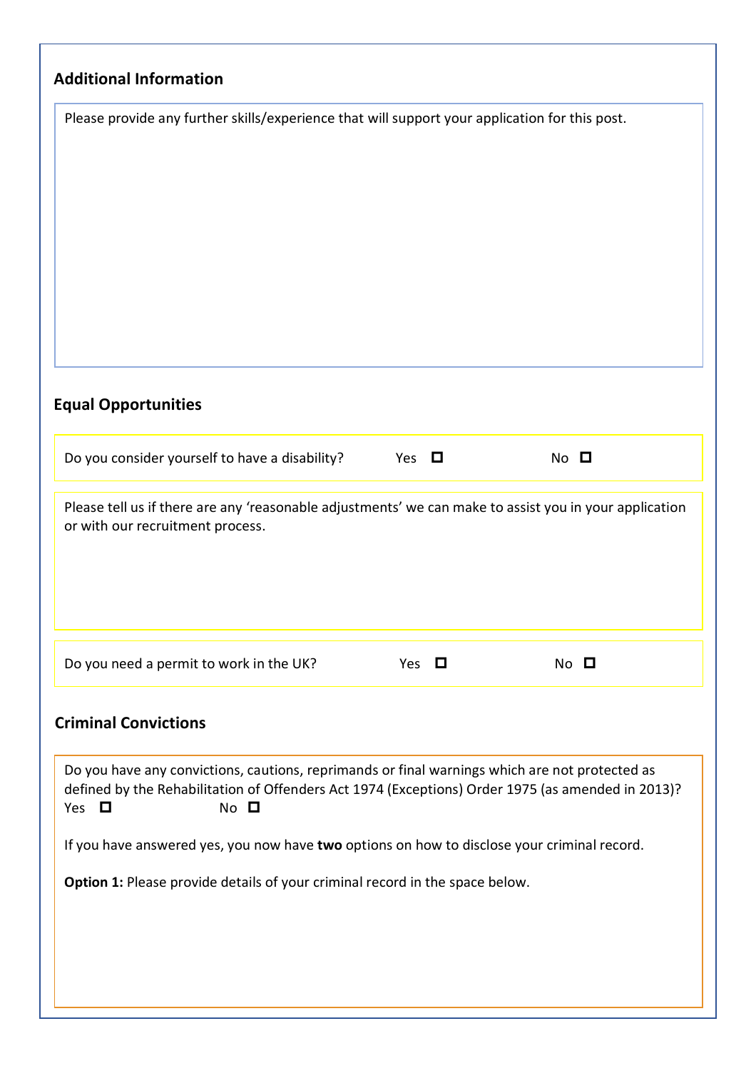## Additional Information

Please provide any further skills/experience that will support your application for this post.

## Equal Opportunities

Do you consider yourself to have a disability? Yes ☐ No ☐

Please tell us if there are any 'reasonable adjustments' we can make to assist you in your application or with our recruitment process.

Do you need a permit to work in the UK? Yes ☐ No ☐

## Criminal Convictions

Do you have any convictions, cautions, reprimands or final warnings which are not protected as defined by the Rehabilitation of Offenders Act 1974 (Exceptions) Order 1975 (as amended in 2013)?
Yes ☐ No ☐

If you have answered yes, you now have **two** options on how to disclose your criminal record.

**Option 1:** Please provide details of your criminal record in the space below.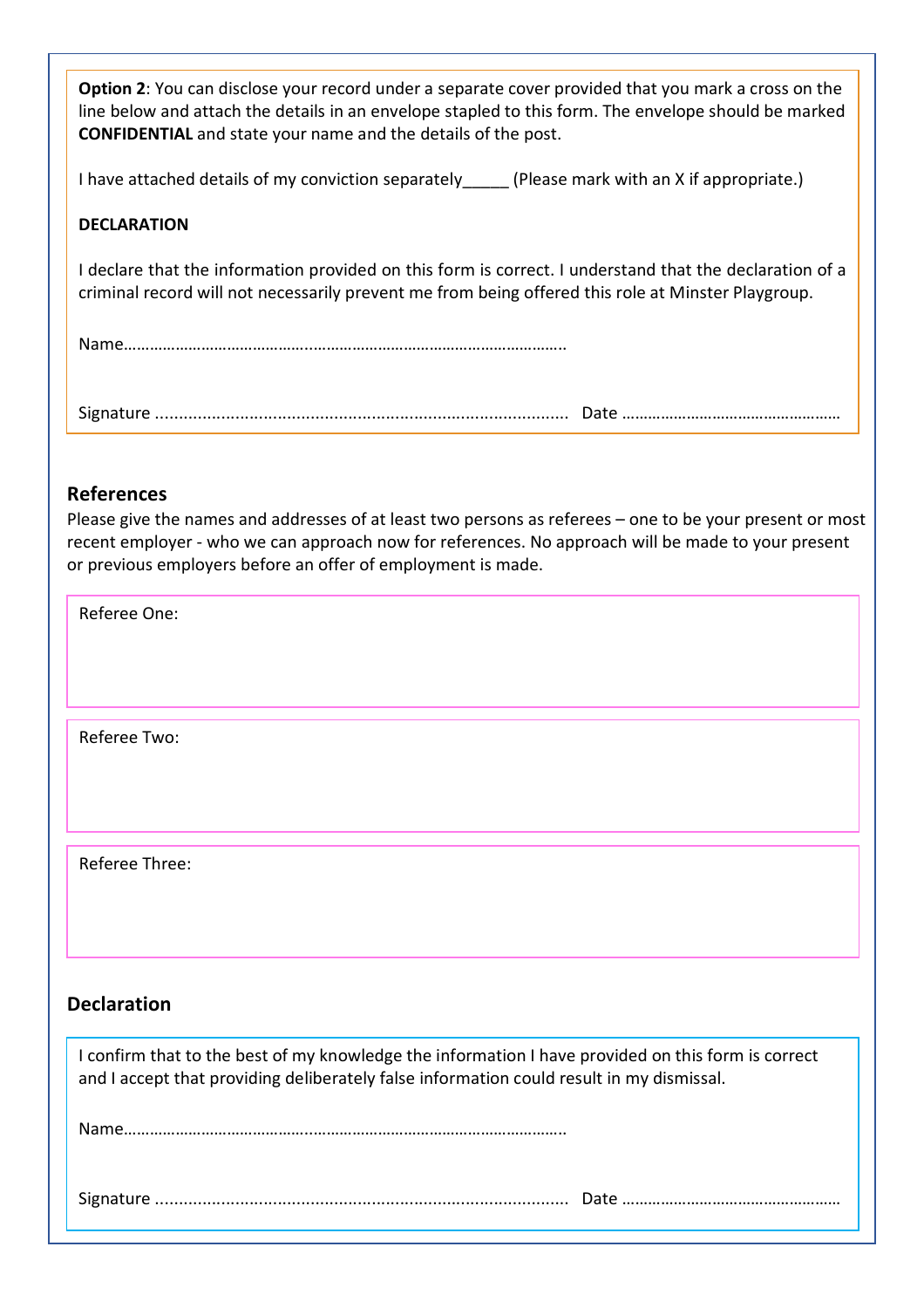**Option 2**: You can disclose your record under a separate cover provided that you mark a cross on the line below and attach the details in an envelope stapled to this form. The envelope should be marked **CONFIDENTIAL** and state your name and the details of the post.

I have attached details of my conviction separately_____ (Please mark with an X if appropriate.)

**DECLARATION**

I declare that the information provided on this form is correct. I understand that the declaration of a criminal record will not necessarily prevent me from being offered this role at Minster Playgroup.

Name……………………………………..………………………………………………..

Signature ....................................................................................... Date …………………………………………

## References

Please give the names and addresses of at least two persons as referees – one to be your present or most recent employer - who we can approach now for references. No approach will be made to your present or previous employers before an offer of employment is made.

Referee One:

Referee Two:

Referee Three:

## Declaration

I confirm that to the best of my knowledge the information I have provided on this form is correct and I accept that providing deliberately false information could result in my dismissal.

Name……………………………………..………………………………………………..

Signature ....................................................................................... Date …………………………………………